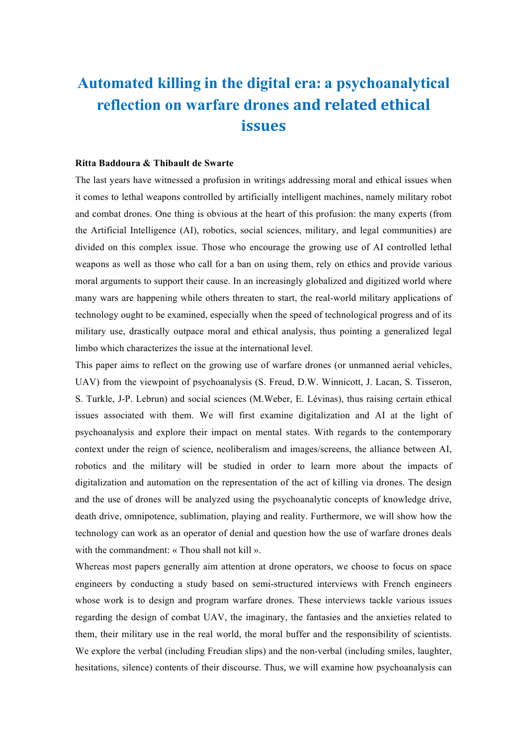# Automated killing in the digital era: a psychoanalytical reflection on warfare drones and related ethical issues

**Ritta Baddoura & Thibault de Swarte**

The last years have witnessed a profusion in writings addressing moral and ethical issues when it comes to lethal weapons controlled by artificially intelligent machines, namely military robot and combat drones. One thing is obvious at the heart of this profusion: the many experts (from the Artificial Intelligence (AI), robotics, social sciences, military, and legal communities) are divided on this complex issue. Those who encourage the growing use of AI controlled lethal weapons as well as those who call for a ban on using them, rely on ethics and provide various moral arguments to support their cause. In an increasingly globalized and digitized world where many wars are happening while others threaten to start, the real-world military applications of technology ought to be examined, especially when the speed of technological progress and of its military use, drastically outpace moral and ethical analysis, thus pointing a generalized legal limbo which characterizes the issue at the international level.

This paper aims to reflect on the growing use of warfare drones (or unmanned aerial vehicles, UAV) from the viewpoint of psychoanalysis (S. Freud, D.W. Winnicott, J. Lacan, S. Tisseron, S. Turkle, J-P. Lebrun) and social sciences (M.Weber, E. Lévinas), thus raising certain ethical issues associated with them. We will first examine digitalization and AI at the light of psychoanalysis and explore their impact on mental states. With regards to the contemporary context under the reign of science, neoliberalism and images/screens, the alliance between AI, robotics and the military will be studied in order to learn more about the impacts of digitalization and automation on the representation of the act of killing via drones. The design and the use of drones will be analyzed using the psychoanalytic concepts of knowledge drive, death drive, omnipotence, sublimation, playing and reality. Furthermore, we will show how the technology can work as an operator of denial and question how the use of warfare drones deals with the commandment: « Thou shall not kill ».

Whereas most papers generally aim attention at drone operators, we choose to focus on space engineers by conducting a study based on semi-structured interviews with French engineers whose work is to design and program warfare drones. These interviews tackle various issues regarding the design of combat UAV, the imaginary, the fantasies and the anxieties related to them, their military use in the real world, the moral buffer and the responsibility of scientists. We explore the verbal (including Freudian slips) and the non-verbal (including smiles, laughter, hesitations, silence) contents of their discourse. Thus, we will examine how psychoanalysis can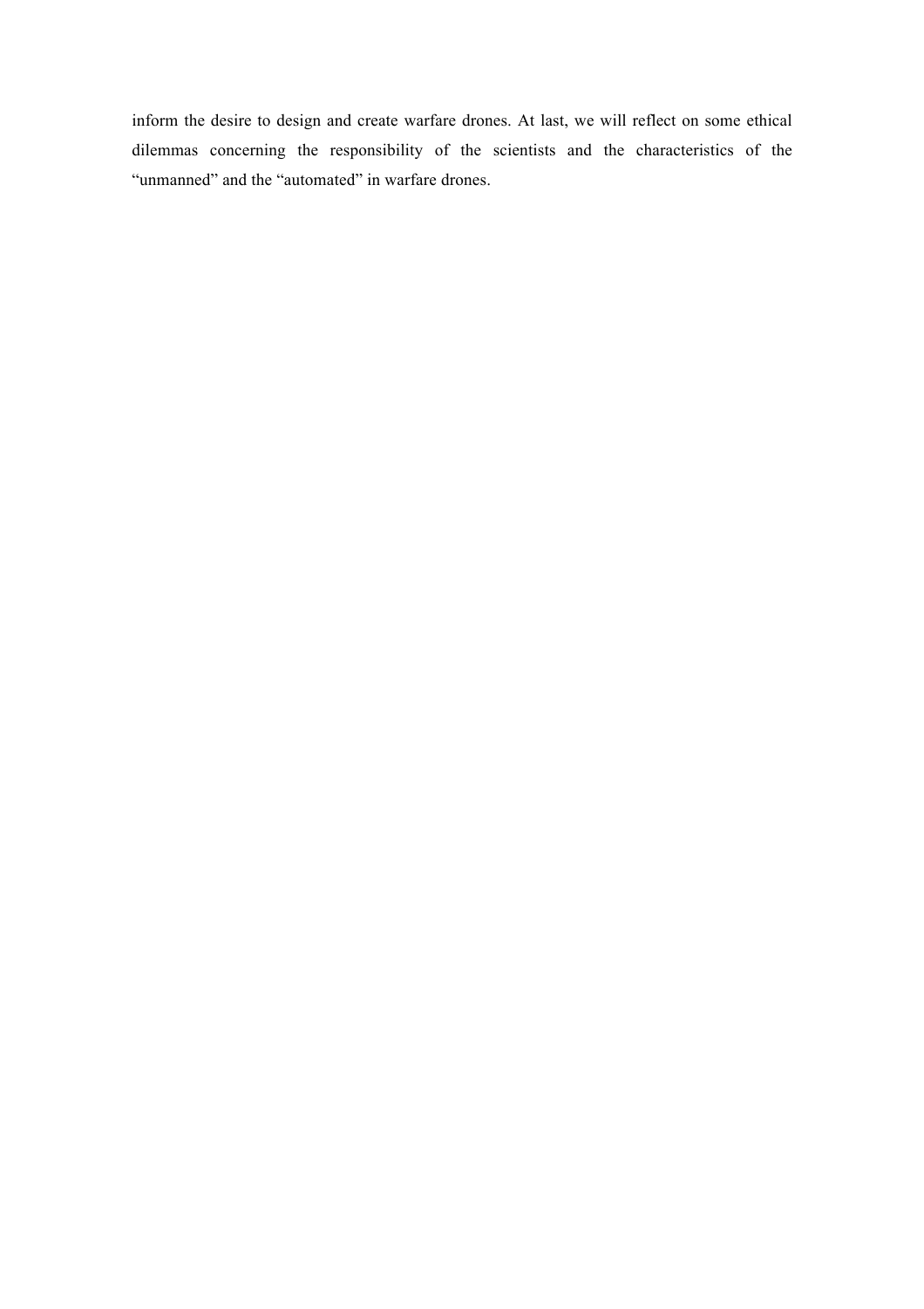inform the desire to design and create warfare drones. At last, we will reflect on some ethical dilemmas concerning the responsibility of the scientists and the characteristics of the “unmanned” and the “automated” in warfare drones.